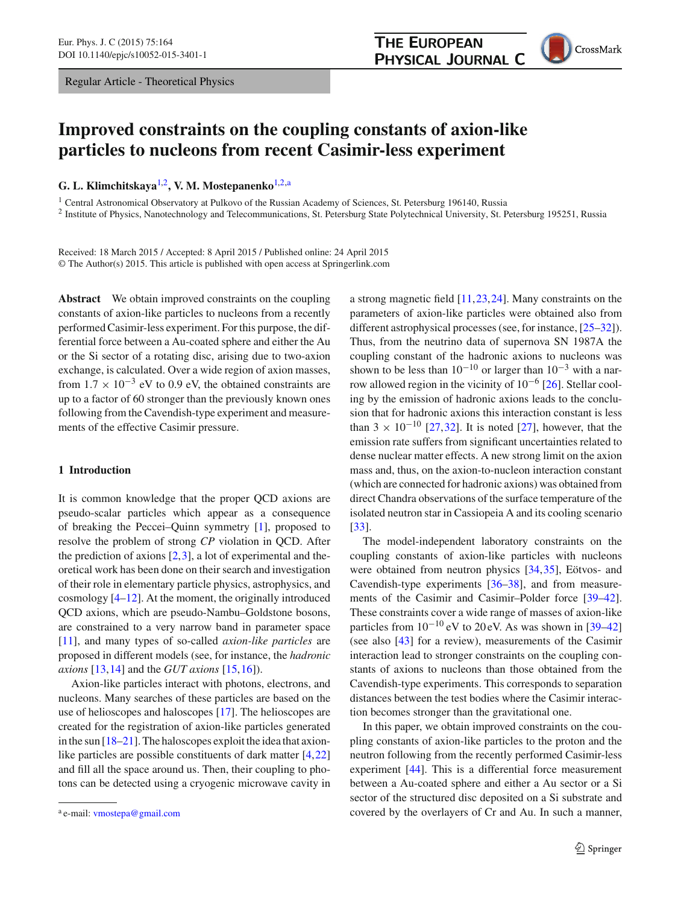Regular Article - Theoretical Physics

# Improved constraints on the coupling constants of axion-like particles to nucleons from recent Casimir-less experiment

**G. L. Klimchitskaya**[1,2], **V. M. Mostepanenko**[1,2,a]

[1] Central Astronomical Observatory at Pulkovo of the Russian Academy of Sciences, St. Petersburg 196140, Russia
[2] Institute of Physics, Nanotechnology and Telecommunications, St. Petersburg State Polytechnical University, St. Petersburg 195251, Russia

Received: 18 March 2015 / Accepted: 8 April 2015 / Published online: 24 April 2015
© The Author(s) 2015. This article is published with open access at Springerlink.com

**Abstract** We obtain improved constraints on the coupling constants of axion-like particles to nucleons from a recently performed Casimir-less experiment. For this purpose, the differential force between a Au-coated sphere and either the Au or the Si sector of a rotating disc, arising due to two-axion exchange, is calculated. Over a wide region of axion masses, from $1.7 \times 10^{-3}$ eV to 0.9 eV, the obtained constraints are up to a factor of 60 stronger than the previously known ones following from the Cavendish-type experiment and measurements of the effective Casimir pressure.

## 1 Introduction

It is common knowledge that the proper QCD axions are pseudo-scalar particles which appear as a consequence of breaking the Peccei–Quinn symmetry [1], proposed to resolve the problem of strong *CP* violation in QCD. After the prediction of axions [2,3], a lot of experimental and theoretical work has been done on their search and investigation of their role in elementary particle physics, astrophysics, and cosmology [4–12]. At the moment, the originally introduced QCD axions, which are pseudo-Nambu–Goldstone bosons, are constrained to a very narrow band in parameter space [11], and many types of so-called *axion-like particles* are proposed in different models (see, for instance, the *hadronic axions* [13,14] and the *GUT axions* [15,16]).

Axion-like particles interact with photons, electrons, and nucleons. Many searches of these particles are based on the use of helioscopes and haloscopes [17]. The helioscopes are created for the registration of axion-like particles generated in the sun [18–21]. The haloscopes exploit the idea that axion-like particles are possible constituents of dark matter [4,22] and fill all the space around us. Then, their coupling to photons can be detected using a cryogenic microwave cavity in a strong magnetic field [11,23,24]. Many constraints on the parameters of axion-like particles were obtained also from different astrophysical processes (see, for instance, [25–32]). Thus, from the neutrino data of supernova SN 1987A the coupling constant of the hadronic axions to nucleons was shown to be less than $10^{-10}$ or larger than $10^{-3}$ with a narrow allowed region in the vicinity of $10^{-6}$ [26]. Stellar cooling by the emission of hadronic axions leads to the conclusion that for hadronic axions this interaction constant is less than $3 \times 10^{-10}$ [27,32]. It is noted [27], however, that the emission rate suffers from significant uncertainties related to dense nuclear matter effects. A new strong limit on the axion mass and, thus, on the axion-to-nucleon interaction constant (which are connected for hadronic axions) was obtained from direct Chandra observations of the surface temperature of the isolated neutron star in Cassiopeia A and its cooling scenario [33].

The model-independent laboratory constraints on the coupling constants of axion-like particles with nucleons were obtained from neutron physics [34,35], Eötvos- and Cavendish-type experiments [36–38], and from measurements of the Casimir and Casimir–Polder force [39–42]. These constraints cover a wide range of masses of axion-like particles from $10^{-10}$ eV to 20 eV. As was shown in [39–42] (see also [43] for a review), measurements of the Casimir interaction lead to stronger constraints on the coupling constants of axions to nucleons than those obtained from the Cavendish-type experiments. This corresponds to separation distances between the test bodies where the Casimir interaction becomes stronger than the gravitational one.

In this paper, we obtain improved constraints on the coupling constants of axion-like particles to the proton and the neutron following from the recently performed Casimir-less experiment [44]. This is a differential force measurement between a Au-coated sphere and either a Au sector or a Si sector of the structured disc deposited on a Si substrate and covered by the overlayers of Cr and Au. In such a manner,

[a] e-mail: vmostepa@gmail.com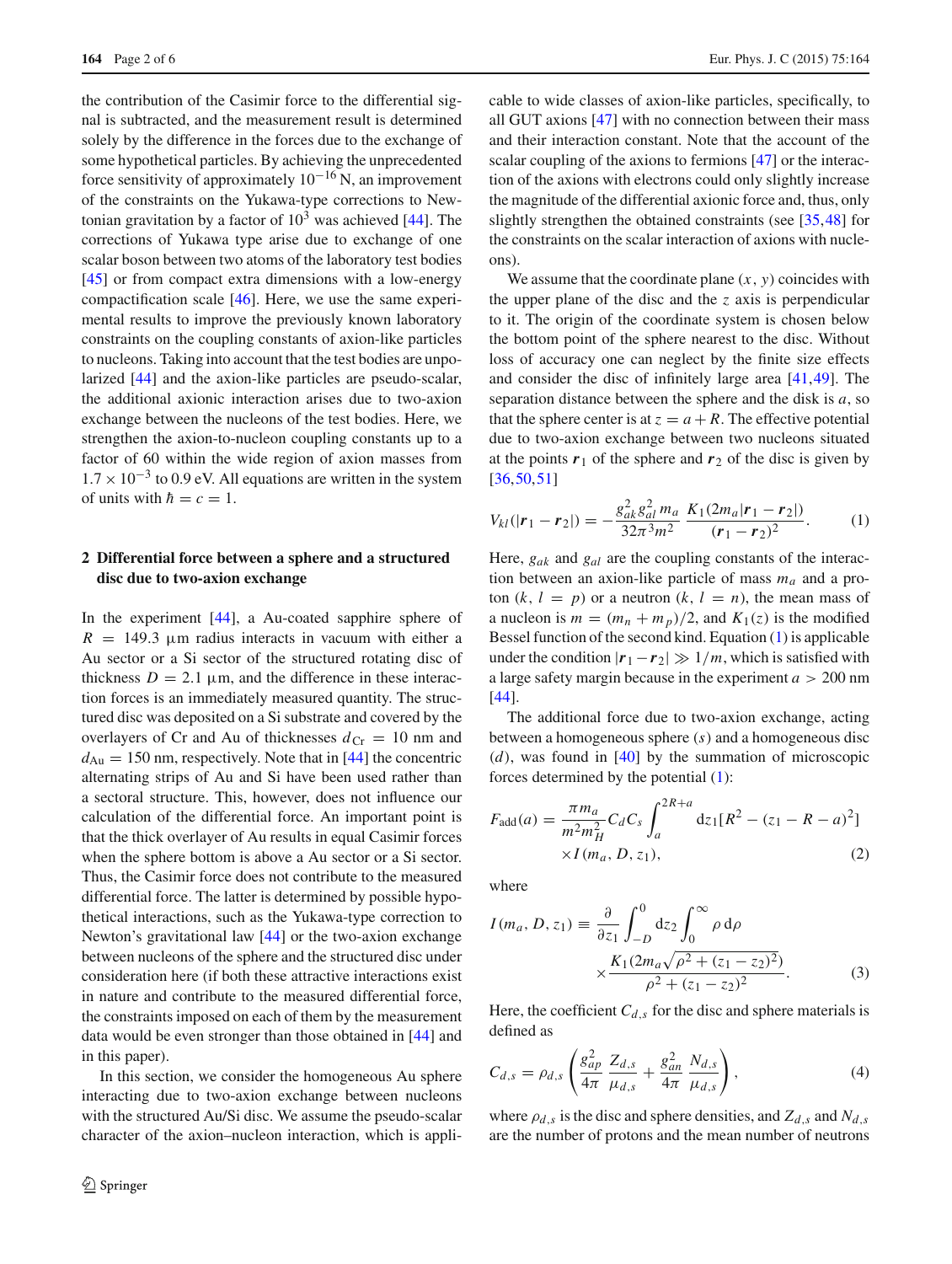the contribution of the Casimir force to the differential signal is subtracted, and the measurement result is determined solely by the difference in the forces due to the exchange of some hypothetical particles. By achieving the unprecedented force sensitivity of approximately $10^{-16}$ N, an improvement of the constraints on the Yukawa-type corrections to Newtonian gravitation by a factor of $10^3$ was achieved [44]. The corrections of Yukawa type arise due to exchange of one scalar boson between two atoms of the laboratory test bodies [45] or from compact extra dimensions with a low-energy compactification scale [46]. Here, we use the same experimental results to improve the previously known laboratory constraints on the coupling constants of axion-like particles to nucleons. Taking into account that the test bodies are unpolarized [44] and the axion-like particles are pseudo-scalar, the additional axionic interaction arises due to two-axion exchange between the nucleons of the test bodies. Here, we strengthen the axion-to-nucleon coupling constants up to a factor of 60 within the wide region of axion masses from $1.7 \times 10^{-3}$ to 0.9 eV. All equations are written in the system of units with $\hbar = c = 1$.

## 2 Differential force between a sphere and a structured disc due to two-axion exchange

In the experiment [44], a Au-coated sapphire sphere of $R = 149.3$ μm radius interacts in vacuum with either a Au sector or a Si sector of the structured rotating disc of thickness $D = 2.1$ μm, and the difference in these interaction forces is an immediately measured quantity. The structured disc was deposited on a Si substrate and covered by the overlayers of Cr and Au of thicknesses $d_{\mathrm{Cr}} = 10$ nm and $d_{\mathrm{Au}} = 150$ nm, respectively. Note that in [44] the concentric alternating strips of Au and Si have been used rather than a sectoral structure. This, however, does not influence our calculation of the differential force. An important point is that the thick overlayer of Au results in equal Casimir forces when the sphere bottom is above a Au sector or a Si sector. Thus, the Casimir force does not contribute to the measured differential force. The latter is determined by possible hypothetical interactions, such as the Yukawa-type correction to Newton's gravitational law [44] or the two-axion exchange between nucleons of the sphere and the structured disc under consideration here (if both these attractive interactions exist in nature and contribute to the measured differential force, the constraints imposed on each of them by the measurement data would be even stronger than those obtained in [44] and in this paper).

In this section, we consider the homogeneous Au sphere interacting due to two-axion exchange between nucleons with the structured Au/Si disc. We assume the pseudo-scalar character of the axion–nucleon interaction, which is applicable to wide classes of axion-like particles, specifically, to all GUT axions [47] with no connection between their mass and their interaction constant. Note that the account of the scalar coupling of the axions to fermions [47] or the interaction of the axions with electrons could only slightly increase the magnitude of the differential axionic force and, thus, only slightly strengthen the obtained constraints (see [35,48] for the constraints on the scalar interaction of axions with nucleons).

We assume that the coordinate plane $(x, y)$ coincides with the upper plane of the disc and the $z$ axis is perpendicular to it. The origin of the coordinate system is chosen below the bottom point of the sphere nearest to the disc. Without loss of accuracy one can neglect by the finite size effects and consider the disc of infinitely large area [41,49]. The separation distance between the sphere and the disk is $a$, so that the sphere center is at $z = a + R$. The effective potential due to two-axion exchange between two nucleons situated at the points $\boldsymbol{r}_1$ of the sphere and $\boldsymbol{r}_2$ of the disc is given by [36,50,51]

$$V_{kl}(|\boldsymbol{r}_1 - \boldsymbol{r}_2|) = -\frac{g_{ak}^2 g_{al}^2\, m_a}{32\pi^3 m^2}\,\frac{K_1(2m_a|\boldsymbol{r}_1 - \boldsymbol{r}_2|)}{(\boldsymbol{r}_1 - \boldsymbol{r}_2)^2}. \tag{1}$$

Here, $g_{ak}$ and $g_{al}$ are the coupling constants of the interaction between an axion-like particle of mass $m_a$ and a proton ($k, l = p$) or a neutron ($k, l = n$), the mean mass of a nucleon is $m = (m_n + m_p)/2$, and $K_1(z)$ is the modified Bessel function of the second kind. Equation (1) is applicable under the condition $|\boldsymbol{r}_1 - \boldsymbol{r}_2| \gg 1/m$, which is satisfied with a large safety margin because in the experiment $a > 200$ nm [44].

The additional force due to two-axion exchange, acting between a homogeneous sphere ($s$) and a homogeneous disc ($d$), was found in [40] by the summation of microscopic forces determined by the potential (1):

$$\begin{aligned} F_{\mathrm{add}}(a) = \frac{\pi m_a}{m^2 m_H^2} C_d C_s \int_a^{2R+a} \mathrm{d}z_1 [R^2 - (z_1 - R - a)^2] \\ \times I(m_a, D, z_1), \end{aligned} \tag{2}$$

where

$$\begin{aligned} I(m_a, D, z_1) \equiv \frac{\partial}{\partial z_1} \int_{-D}^{0} \mathrm{d}z_2 \int_0^{\infty} \rho\, \mathrm{d}\rho \\ \times \frac{K_1(2m_a\sqrt{\rho^2 + (z_1 - z_2)^2})}{\rho^2 + (z_1 - z_2)^2}. \end{aligned} \tag{3}$$

Here, the coefficient $C_{d,s}$ for the disc and sphere materials is defined as

$$C_{d,s} = \rho_{d,s}\left(\frac{g_{ap}^2}{4\pi}\,\frac{Z_{d,s}}{\mu_{d,s}} + \frac{g_{an}^2}{4\pi}\,\frac{N_{d,s}}{\mu_{d,s}}\right), \tag{4}$$

where $\rho_{d,s}$ is the disc and sphere densities, and $Z_{d,s}$ and $N_{d,s}$ are the number of protons and the mean number of neutrons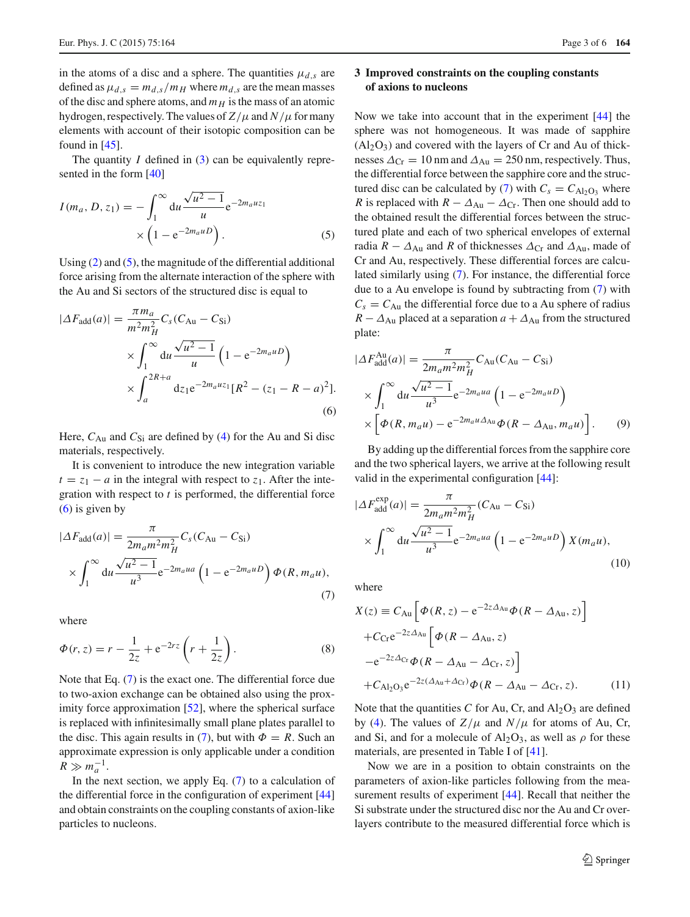in the atoms of a disc and a sphere. The quantities $\mu_{d,s}$ are defined as $\mu_{d,s} = m_{d,s}/m_H$ where $m_{d,s}$ are the mean masses of the disc and sphere atoms, and $m_H$ is the mass of an atomic hydrogen, respectively. The values of $Z/\mu$ and $N/\mu$ for many elements with account of their isotopic composition can be found in [45].

The quantity $I$ defined in (3) can be equivalently represented in the form [40]

$$I(m_a, D, z_1) = -\int_1^\infty du \frac{\sqrt{u^2-1}}{u} e^{-2m_a u z_1} \times \left(1 - e^{-2m_a u D}\right). \tag{5}$$

Using (2) and (5), the magnitude of the differential additional force arising from the alternate interaction of the sphere with the Au and Si sectors of the structured disc is equal to

$$|\Delta F_{\rm add}(a)| = \frac{\pi m_a}{m^2 m_H^2} C_s (C_{\rm Au} - C_{\rm Si}) \times \int_1^\infty du \frac{\sqrt{u^2-1}}{u} \left(1 - e^{-2m_a u D}\right) \times \int_a^{2R+a} dz_1 e^{-2m_a u z_1} [R^2 - (z_1 - R - a)^2]. \tag{6}$$

Here, $C_{\rm Au}$ and $C_{\rm Si}$ are defined by (4) for the Au and Si disc materials, respectively.

It is convenient to introduce the new integration variable $t = z_1 - a$ in the integral with respect to $z_1$. After the integration with respect to $t$ is performed, the differential force (6) is given by

$$|\Delta F_{\rm add}(a)| = \frac{\pi}{2m_a m^2 m_H^2} C_s (C_{\rm Au} - C_{\rm Si}) \times \int_1^\infty du \frac{\sqrt{u^2-1}}{u^3} e^{-2m_a u a} \left(1 - e^{-2m_a u D}\right) \Phi(R, m_a u), \tag{7}$$

where

$$\Phi(r, z) = r - \frac{1}{2z} + e^{-2rz} \left(r + \frac{1}{2z}\right). \tag{8}$$

Note that Eq. (7) is the exact one. The differential force due to two-axion exchange can be obtained also using the proximity force approximation [52], where the spherical surface is replaced with infinitesimally small plane plates parallel to the disc. This again results in (7), but with $\Phi = R$. Such an approximate expression is only applicable under a condition $R \gg m_a^{-1}$.

In the next section, we apply Eq. (7) to a calculation of the differential force in the configuration of experiment [44] and obtain constraints on the coupling constants of axion-like particles to nucleons.

## 3 Improved constraints on the coupling constants of axions to nucleons

Now we take into account that in the experiment [44] the sphere was not homogeneous. It was made of sapphire ($Al_2O_3$) and covered with the layers of Cr and Au of thicknesses $\Delta_{\rm Cr} = 10$ nm and $\Delta_{\rm Au} = 250$ nm, respectively. Thus, the differential force between the sapphire core and the structured disc can be calculated by (7) with $C_s = C_{\rm Al_2O_3}$ where $R$ is replaced with $R - \Delta_{\rm Au} - \Delta_{\rm Cr}$. Then one should add to the obtained result the differential forces between the structured plate and each of two spherical envelopes of external radia $R - \Delta_{\rm Au}$ and $R$ of thicknesses $\Delta_{\rm Cr}$ and $\Delta_{\rm Au}$, made of Cr and Au, respectively. These differential forces are calculated similarly using (7). For instance, the differential force due to a Au envelope is found by subtracting from (7) with $C_s = C_{\rm Au}$ the differential force due to a Au sphere of radius $R - \Delta_{\rm Au}$ placed at a separation $a + \Delta_{\rm Au}$ from the structured plate:

$$|\Delta F_{\rm add}^{\rm Au}(a)| = \frac{\pi}{2m_a m^2 m_H^2} C_{\rm Au} (C_{\rm Au} - C_{\rm Si}) \times \int_1^\infty du \frac{\sqrt{u^2-1}}{u^3} e^{-2m_a u a} \left(1 - e^{-2m_a u D}\right) \times \left[\Phi(R, m_a u) - e^{-2m_a u \Delta_{\rm Au}} \Phi(R - \Delta_{\rm Au}, m_a u)\right]. \tag{9}$$

By adding up the differential forces from the sapphire core and the two spherical layers, we arrive at the following result valid in the experimental configuration [44]:

$$|\Delta F_{\rm add}^{\rm exp}(a)| = \frac{\pi}{2m_a m^2 m_H^2} (C_{\rm Au} - C_{\rm Si}) \times \int_1^\infty du \frac{\sqrt{u^2-1}}{u^3} e^{-2m_a u a} \left(1 - e^{-2m_a u D}\right) X(m_a u), \tag{10}$$

where

$$\begin{aligned} X(z) \equiv\; & C_{\rm Au} \left[\Phi(R, z) - e^{-2z\Delta_{\rm Au}} \Phi(R - \Delta_{\rm Au}, z)\right] \\ & + C_{\rm Cr} e^{-2z\Delta_{\rm Au}} \left[\Phi(R - \Delta_{\rm Au}, z) - e^{-2z\Delta_{\rm Cr}} \Phi(R - \Delta_{\rm Au} - \Delta_{\rm Cr}, z)\right] \\ & + C_{\rm Al_2O_3} e^{-2z(\Delta_{\rm Au} + \Delta_{\rm Cr})} \Phi(R - \Delta_{\rm Au} - \Delta_{\rm Cr}, z). \end{aligned} \tag{11}$$

Note that the quantities $C$ for Au, Cr, and $Al_2O_3$ are defined by (4). The values of $Z/\mu$ and $N/\mu$ for atoms of Au, Cr, and Si, and for a molecule of $Al_2O_3$, as well as $\rho$ for these materials, are presented in Table I of [41].

Now we are in a position to obtain constraints on the parameters of axion-like particles following from the measurement results of experiment [44]. Recall that neither the Si substrate under the structured disc nor the Au and Cr overlayers contribute to the measured differential force which is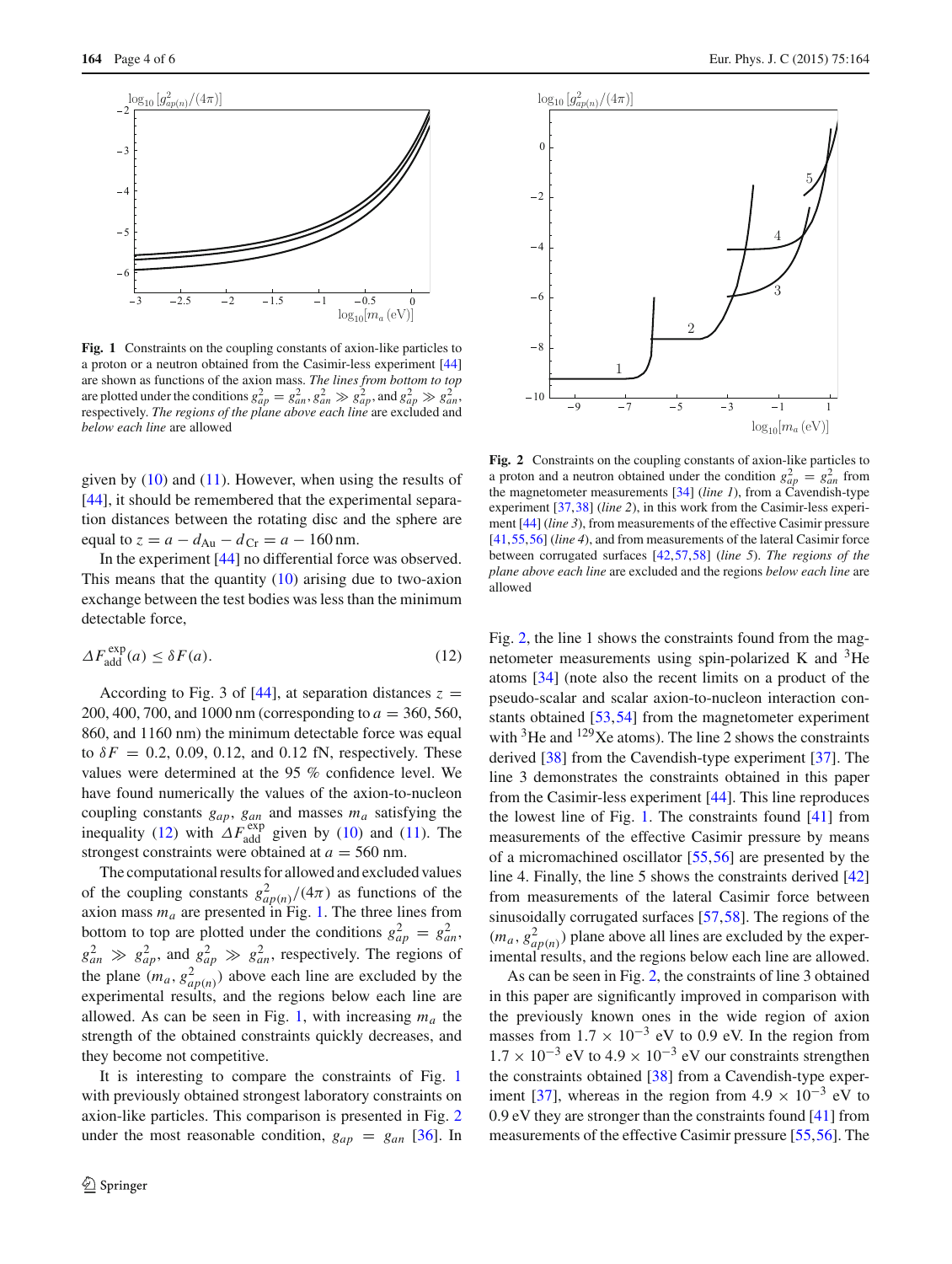**Fig. 1** Constraints on the coupling constants of axion-like particles to a proton or a neutron obtained from the Casimir-less experiment [44] are shown as functions of the axion mass. *The lines from bottom to top* are plotted under the conditions $g_{ap}^2 = g_{an}^2$, $g_{an}^2 \gg g_{ap}^2$, and $g_{ap}^2 \gg g_{an}^2$, respectively. *The regions of the plane above each line* are excluded and *below each line* are allowed

given by (10) and (11). However, when using the results of [44], it should be remembered that the experimental separation distances between the rotating disc and the sphere are equal to $z = a - d_{\mathrm{Au}} - d_{\mathrm{Cr}} = a - 160\,\mathrm{nm}$.

In the experiment [44] no differential force was observed. This means that the quantity (10) arising due to two-axion exchange between the test bodies was less than the minimum detectable force,

$$\Delta F_{\mathrm{add}}^{\mathrm{exp}}(a) \le \delta F(a). \tag{12}$$

According to Fig. 3 of [44], at separation distances $z = 200$, 400, 700, and 1000 nm (corresponding to $a = 360$, 560, 860, and 1160 nm) the minimum detectable force was equal to $\delta F = 0.2$, 0.09, 0.12, and 0.12 fN, respectively. These values were determined at the 95 % confidence level. We have found numerically the values of the axion-to-nucleon coupling constants $g_{ap}$, $g_{an}$ and masses $m_a$ satisfying the inequality (12) with $\Delta F_{\mathrm{add}}^{\mathrm{exp}}$ given by (10) and (11). The strongest constraints were obtained at $a = 560$ nm.

The computational results for allowed and excluded values of the coupling constants $g_{ap(n)}^2/(4\pi)$ as functions of the axion mass $m_a$ are presented in Fig. 1. The three lines from bottom to top are plotted under the conditions $g_{ap}^2 = g_{an}^2$, $g_{an}^2 \gg g_{ap}^2$, and $g_{ap}^2 \gg g_{an}^2$, respectively. The regions of the plane $(m_a, g_{ap(n)}^2)$ above each line are excluded by the experimental results, and the regions below each line are allowed. As can be seen in Fig. 1, with increasing $m_a$ the strength of the obtained constraints quickly decreases, and they become not competitive.

It is interesting to compare the constraints of Fig. 1 with previously obtained strongest laboratory constraints on axion-like particles. This comparison is presented in Fig. 2 under the most reasonable condition, $g_{ap} = g_{an}$ [36]. In Fig. 2, the line 1 shows the constraints found from the magnetometer measurements using spin-polarized K and $^3$He atoms [34] (note also the recent limits on a product of the pseudo-scalar and scalar axion-to-nucleon interaction constants obtained [53,54] from the magnetometer experiment with $^3$He and $^{129}$Xe atoms). The line 2 shows the constraints derived [38] from the Cavendish-type experiment [37]. The line 3 demonstrates the constraints obtained in this paper from the Casimir-less experiment [44]. This line reproduces the lowest line of Fig. 1. The constraints found [41] from measurements of the effective Casimir pressure by means of a micromachined oscillator [55,56] are presented by the line 4. Finally, the line 5 shows the constraints derived [42] from measurements of the lateral Casimir force between sinusoidally corrugated surfaces [57,58]. The regions of the $(m_a, g_{ap(n)}^2)$ plane above all lines are excluded by the experimental results, and the regions below each line are allowed.

**Fig. 2** Constraints on the coupling constants of axion-like particles to a proton and a neutron obtained under the condition $g_{ap}^2 = g_{an}^2$ from the magnetometer measurements [34] (*line 1*), from a Cavendish-type experiment [37,38] (*line 2*), in this work from the Casimir-less experiment [44] (*line 3*), from measurements of the effective Casimir pressure [41,55,56] (*line 4*), and from measurements of the lateral Casimir force between corrugated surfaces [42,57,58] (*line 5*). *The regions of the plane above each line* are excluded and the regions *below each line* are allowed

As can be seen in Fig. 2, the constraints of line 3 obtained in this paper are significantly improved in comparison with the previously known ones in the wide region of axion masses from $1.7 \times 10^{-3}$ eV to 0.9 eV. In the region from $1.7 \times 10^{-3}$ eV to $4.9 \times 10^{-3}$ eV our constraints strengthen the constraints obtained [38] from a Cavendish-type experiment [37], whereas in the region from $4.9 \times 10^{-3}$ eV to 0.9 eV they are stronger than the constraints found [41] from measurements of the effective Casimir pressure [55,56]. The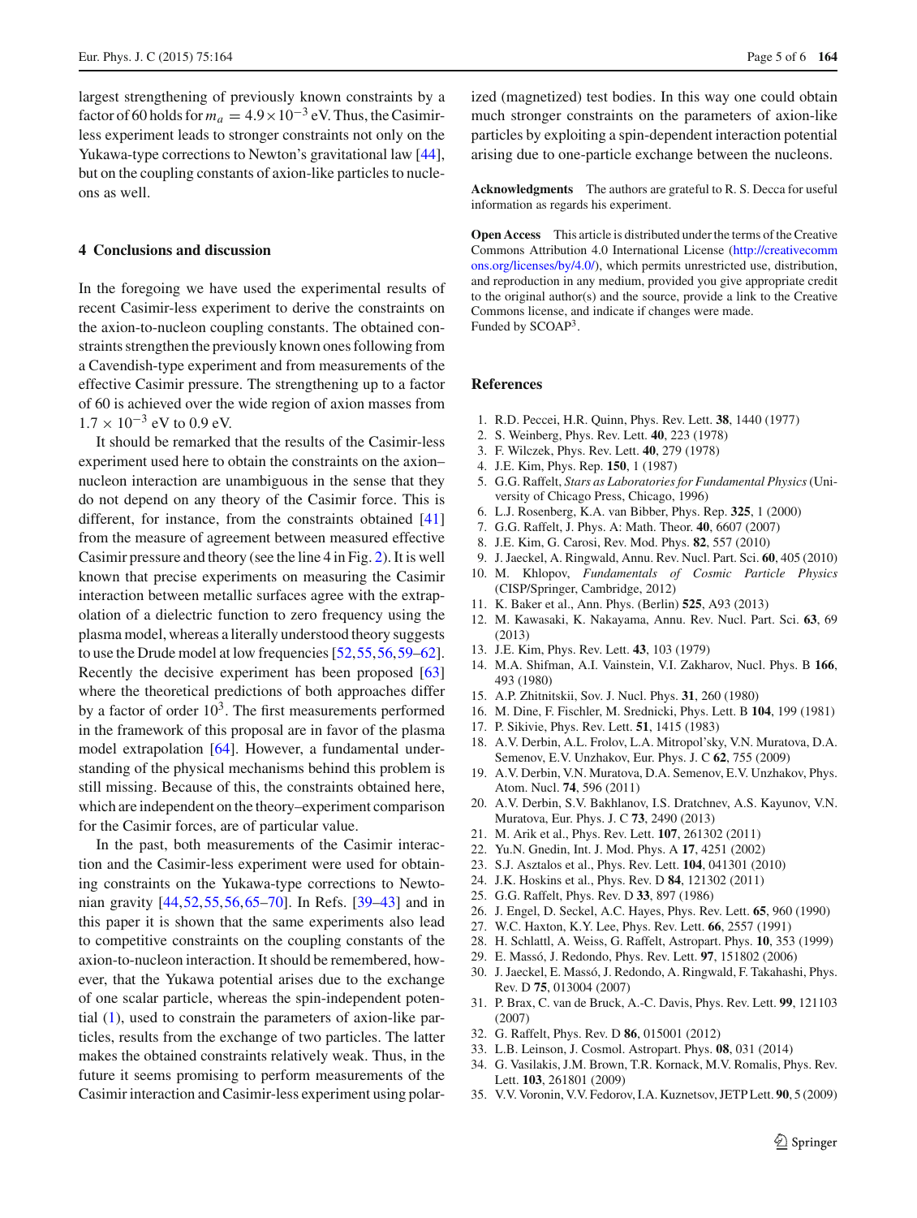largest strengthening of previously known constraints by a factor of 60 holds for $m_a = 4.9 \times 10^{-3}$ eV. Thus, the Casimir-less experiment leads to stronger constraints not only on the Yukawa-type corrections to Newton's gravitational law [44], but on the coupling constants of axion-like particles to nucleons as well.

## 4 Conclusions and discussion

In the foregoing we have used the experimental results of recent Casimir-less experiment to derive the constraints on the axion-to-nucleon coupling constants. The obtained constraints strengthen the previously known ones following from a Cavendish-type experiment and from measurements of the effective Casimir pressure. The strengthening up to a factor of 60 is achieved over the wide region of axion masses from $1.7 \times 10^{-3}$ eV to 0.9 eV.

It should be remarked that the results of the Casimir-less experiment used here to obtain the constraints on the axion–nucleon interaction are unambiguous in the sense that they do not depend on any theory of the Casimir force. This is different, for instance, from the constraints obtained [41] from the measure of agreement between measured effective Casimir pressure and theory (see the line 4 in Fig. 2). It is well known that precise experiments on measuring the Casimir interaction between metallic surfaces agree with the extrapolation of a dielectric function to zero frequency using the plasma model, whereas a literally understood theory suggests to use the Drude model at low frequencies [52,55,56,59–62]. Recently the decisive experiment has been proposed [63] where the theoretical predictions of both approaches differ by a factor of order $10^3$. The first measurements performed in the framework of this proposal are in favor of the plasma model extrapolation [64]. However, a fundamental understanding of the physical mechanisms behind this problem is still missing. Because of this, the constraints obtained here, which are independent on the theory–experiment comparison for the Casimir forces, are of particular value.

In the past, both measurements of the Casimir interaction and the Casimir-less experiment were used for obtaining constraints on the Yukawa-type corrections to Newtonian gravity [44,52,55,56,65–70]. In Refs. [39–43] and in this paper it is shown that the same experiments also lead to competitive constraints on the coupling constants of the axion-to-nucleon interaction. It should be remembered, however, that the Yukawa potential arises due to the exchange of one scalar particle, whereas the spin-independent potential (1), used to constrain the parameters of axion-like particles, results from the exchange of two particles. The latter makes the obtained constraints relatively weak. Thus, in the future it seems promising to perform measurements of the Casimir interaction and Casimir-less experiment using polarized (magnetized) test bodies. In this way one could obtain much stronger constraints on the parameters of axion-like particles by exploiting a spin-dependent interaction potential arising due to one-particle exchange between the nucleons.

**Acknowledgments** The authors are grateful to R. S. Decca for useful information as regards his experiment.

**Open Access** This article is distributed under the terms of the Creative Commons Attribution 4.0 International License (http://creativecommons.org/licenses/by/4.0/), which permits unrestricted use, distribution, and reproduction in any medium, provided you give appropriate credit to the original author(s) and the source, provide a link to the Creative Commons license, and indicate if changes were made.
Funded by SCOAP[3].

## References

1. R.D. Peccei, H.R. Quinn, Phys. Rev. Lett. **38**, 1440 (1977)
2. S. Weinberg, Phys. Rev. Lett. **40**, 223 (1978)
3. F. Wilczek, Phys. Rev. Lett. **40**, 279 (1978)
4. J.E. Kim, Phys. Rep. **150**, 1 (1987)
5. G.G. Raffelt, *Stars as Laboratories for Fundamental Physics* (University of Chicago Press, Chicago, 1996)
6. L.J. Rosenberg, K.A. van Bibber, Phys. Rep. **325**, 1 (2000)
7. G.G. Raffelt, J. Phys. A: Math. Theor. **40**, 6607 (2007)
8. J.E. Kim, G. Carosi, Rev. Mod. Phys. **82**, 557 (2010)
9. J. Jaeckel, A. Ringwald, Annu. Rev. Nucl. Part. Sci. **60**, 405 (2010)
10. M. Khlopov, *Fundamentals of Cosmic Particle Physics* (CISP/Springer, Cambridge, 2012)
11. K. Baker et al., Ann. Phys. (Berlin) **525**, A93 (2013)
12. M. Kawasaki, K. Nakayama, Annu. Rev. Nucl. Part. Sci. **63**, 69 (2013)
13. J.E. Kim, Phys. Rev. Lett. **43**, 103 (1979)
14. M.A. Shifman, A.I. Vainstein, V.I. Zakharov, Nucl. Phys. B **166**, 493 (1980)
15. A.P. Zhitnitskii, Sov. J. Nucl. Phys. **31**, 260 (1980)
16. M. Dine, F. Fischler, M. Srednicki, Phys. Lett. B **104**, 199 (1981)
17. P. Sikivie, Phys. Rev. Lett. **51**, 1415 (1983)
18. A.V. Derbin, A.L. Frolov, L.A. Mitropol'sky, V.N. Muratova, D.A. Semenov, E.V. Unzhakov, Eur. Phys. J. C **62**, 755 (2009)
19. A.V. Derbin, V.N. Muratova, D.A. Semenov, E.V. Unzhakov, Phys. Atom. Nucl. **74**, 596 (2011)
20. A.V. Derbin, S.V. Bakhlanov, I.S. Dratchnev, A.S. Kayunov, V.N. Muratova, Eur. Phys. J. C **73**, 2490 (2013)
21. M. Arik et al., Phys. Rev. Lett. **107**, 261302 (2011)
22. Yu.N. Gnedin, Int. J. Mod. Phys. A **17**, 4251 (2002)
23. S.J. Asztalos et al., Phys. Rev. Lett. **104**, 041301 (2010)
24. J.K. Hoskins et al., Phys. Rev. D **84**, 121302 (2011)
25. G.G. Raffelt, Phys. Rev. D **33**, 897 (1986)
26. J. Engel, D. Seckel, A.C. Hayes, Phys. Rev. Lett. **65**, 960 (1990)
27. W.C. Haxton, K.Y. Lee, Phys. Rev. Lett. **66**, 2557 (1991)
28. H. Schlattl, A. Weiss, G. Raffelt, Astropart. Phys. **10**, 353 (1999)
29. E. Massó, J. Redondo, Phys. Rev. Lett. **97**, 151802 (2006)
30. J. Jaeckel, E. Massó, J. Redondo, A. Ringwald, F. Takahashi, Phys. Rev. D **75**, 013004 (2007)
31. P. Brax, C. van de Bruck, A.-C. Davis, Phys. Rev. Lett. **99**, 121103 (2007)
32. G. Raffelt, Phys. Rev. D **86**, 015001 (2012)
33. L.B. Leinson, J. Cosmol. Astropart. Phys. **08**, 031 (2014)
34. G. Vasilakis, J.M. Brown, T.R. Kornack, M.V. Romalis, Phys. Rev. Lett. **103**, 261801 (2009)
35. V.V. Voronin, V.V. Fedorov, I.A. Kuznetsov, JETP Lett. **90**, 5 (2009)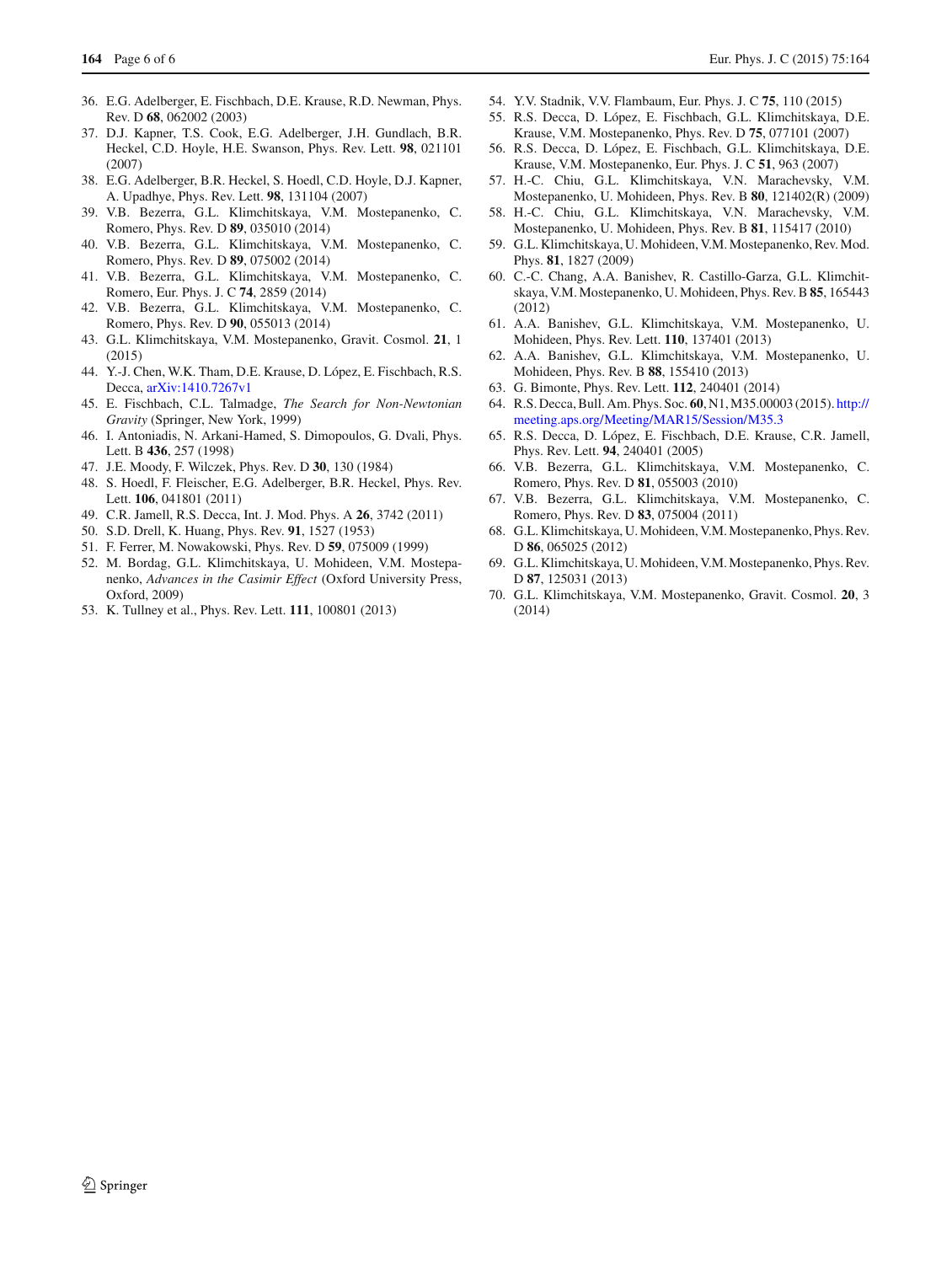36. E.G. Adelberger, E. Fischbach, D.E. Krause, R.D. Newman, Phys. Rev. D **68**, 062002 (2003)
37. D.J. Kapner, T.S. Cook, E.G. Adelberger, J.H. Gundlach, B.R. Heckel, C.D. Hoyle, H.E. Swanson, Phys. Rev. Lett. **98**, 021101 (2007)
38. E.G. Adelberger, B.R. Heckel, S. Hoedl, C.D. Hoyle, D.J. Kapner, A. Upadhye, Phys. Rev. Lett. **98**, 131104 (2007)
39. V.B. Bezerra, G.L. Klimchitskaya, V.M. Mostepanenko, C. Romero, Phys. Rev. D **89**, 035010 (2014)
40. V.B. Bezerra, G.L. Klimchitskaya, V.M. Mostepanenko, C. Romero, Phys. Rev. D **89**, 075002 (2014)
41. V.B. Bezerra, G.L. Klimchitskaya, V.M. Mostepanenko, C. Romero, Eur. Phys. J. C **74**, 2859 (2014)
42. V.B. Bezerra, G.L. Klimchitskaya, V.M. Mostepanenko, C. Romero, Phys. Rev. D **90**, 055013 (2014)
43. G.L. Klimchitskaya, V.M. Mostepanenko, Gravit. Cosmol. **21**, 1 (2015)
44. Y.-J. Chen, W.K. Tham, D.E. Krause, D. López, E. Fischbach, R.S. Decca, arXiv:1410.7267v1
45. E. Fischbach, C.L. Talmadge, *The Search for Non-Newtonian Gravity* (Springer, New York, 1999)
46. I. Antoniadis, N. Arkani-Hamed, S. Dimopoulos, G. Dvali, Phys. Lett. B **436**, 257 (1998)
47. J.E. Moody, F. Wilczek, Phys. Rev. D **30**, 130 (1984)
48. S. Hoedl, F. Fleischer, E.G. Adelberger, B.R. Heckel, Phys. Rev. Lett. **106**, 041801 (2011)
49. C.R. Jamell, R.S. Decca, Int. J. Mod. Phys. A **26**, 3742 (2011)
50. S.D. Drell, K. Huang, Phys. Rev. **91**, 1527 (1953)
51. F. Ferrer, M. Nowakowski, Phys. Rev. D **59**, 075009 (1999)
52. M. Bordag, G.L. Klimchitskaya, U. Mohideen, V.M. Mostepanenko, *Advances in the Casimir Effect* (Oxford University Press, Oxford, 2009)
53. K. Tullney et al., Phys. Rev. Lett. **111**, 100801 (2013)
54. Y.V. Stadnik, V.V. Flambaum, Eur. Phys. J. C **75**, 110 (2015)
55. R.S. Decca, D. López, E. Fischbach, G.L. Klimchitskaya, D.E. Krause, V.M. Mostepanenko, Phys. Rev. D **75**, 077101 (2007)
56. R.S. Decca, D. López, E. Fischbach, G.L. Klimchitskaya, D.E. Krause, V.M. Mostepanenko, Eur. Phys. J. C **51**, 963 (2007)
57. H.-C. Chiu, G.L. Klimchitskaya, V.N. Marachevsky, V.M. Mostepanenko, U. Mohideen, Phys. Rev. B **80**, 121402(R) (2009)
58. H.-C. Chiu, G.L. Klimchitskaya, V.N. Marachevsky, V.M. Mostepanenko, U. Mohideen, Phys. Rev. B **81**, 115417 (2010)
59. G.L. Klimchitskaya, U. Mohideen, V.M. Mostepanenko, Rev. Mod. Phys. **81**, 1827 (2009)
60. C.-C. Chang, A.A. Banishev, R. Castillo-Garza, G.L. Klimchitskaya, V.M. Mostepanenko, U. Mohideen, Phys. Rev. B **85**, 165443 (2012)
61. A.A. Banishev, G.L. Klimchitskaya, V.M. Mostepanenko, U. Mohideen, Phys. Rev. Lett. **110**, 137401 (2013)
62. A.A. Banishev, G.L. Klimchitskaya, V.M. Mostepanenko, U. Mohideen, Phys. Rev. B **88**, 155410 (2013)
63. G. Bimonte, Phys. Rev. Lett. **112**, 240401 (2014)
64. R.S. Decca, Bull. Am. Phys. Soc. **60**, N1, M35.00003 (2015). http://meeting.aps.org/Meeting/MAR15/Session/M35.3
65. R.S. Decca, D. López, E. Fischbach, D.E. Krause, C.R. Jamell, Phys. Rev. Lett. **94**, 240401 (2005)
66. V.B. Bezerra, G.L. Klimchitskaya, V.M. Mostepanenko, C. Romero, Phys. Rev. D **81**, 055003 (2010)
67. V.B. Bezerra, G.L. Klimchitskaya, V.M. Mostepanenko, C. Romero, Phys. Rev. D **83**, 075004 (2011)
68. G.L. Klimchitskaya, U. Mohideen, V.M. Mostepanenko, Phys. Rev. D **86**, 065025 (2012)
69. G.L. Klimchitskaya, U. Mohideen, V.M. Mostepanenko, Phys. Rev. D **87**, 125031 (2013)
70. G.L. Klimchitskaya, V.M. Mostepanenko, Gravit. Cosmol. **20**, 3 (2014)